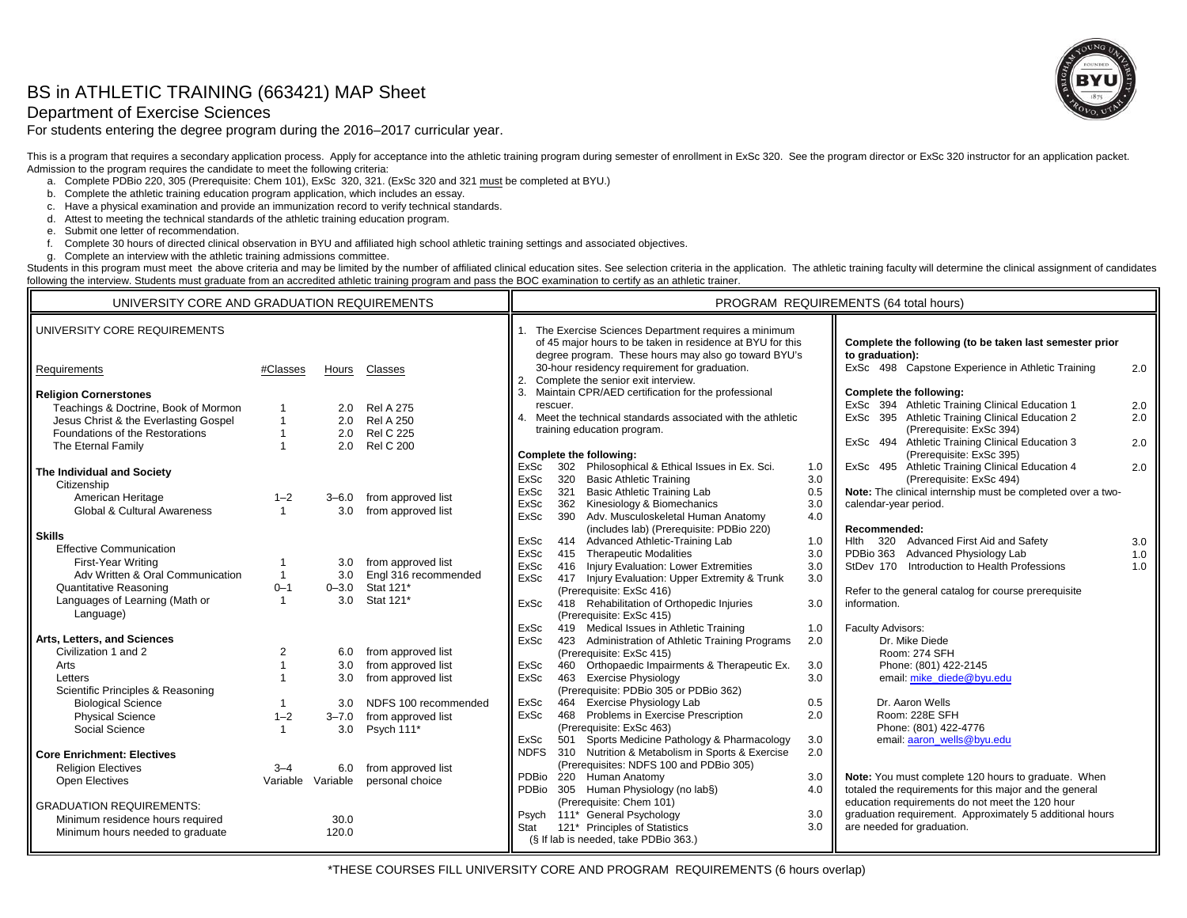# BS in ATHLETIC TRAINING (663421) MAP Sheet

## Department of Exercise Sciences

For students entering the degree program during the 2016–2017 curricular year.

This is a program that requires a secondary application process. Apply for acceptance into the athletic training program during semester of enrollment in ExSc 320. See the program director or ExSc 320 instructor for an application packet. Admission to the program requires the candidate to meet the following criteria:

a. Complete PDBio 220, 305 (Prerequisite: Chem 101), ExSc 320, 321. (ExSc 320 and 321 must be completed at BYU.)
b. Complete the athletic training education program application, which includes an essay.
c. Have a physical examination and provide an immunization record to verify technical standards.
d. Attest to meeting the technical standards of the athletic training education program.
e. Submit one letter of recommendation.
f. Complete 30 hours of directed clinical observation in BYU and affiliated high school athletic training settings and associated objectives.
g. Complete an interview with the athletic training admissions committee.

Students in this program must meet the above criteria and may be limited by the number of affiliated clinical education sites. See selection criteria in the application. The athletic training faculty will determine the clinical assignment of candidates following the interview. Students must graduate from an accredited athletic training program and pass the BOC examination to certify as an athletic trainer.

## UNIVERSITY CORE AND GRADUATION REQUIREMENTS

### UNIVERSITY CORE REQUIREMENTS

| Requirements | #Classes | Hours | Classes |
|---|---|---|---|
| **Religion Cornerstones** | | | |
| Teachings & Doctrine, Book of Mormon | 1 | 2.0 | Rel A 275 |
| Jesus Christ & the Everlasting Gospel | 1 | 2.0 | Rel A 250 |
| Foundations of the Restorations | 1 | 2.0 | Rel C 225 |
| The Eternal Family | 1 | 2.0 | Rel C 200 |
| **The Individual and Society** | | | |
| Citizenship | | | |
| American Heritage | 1–2 | 3–6.0 | from approved list |
| Global & Cultural Awareness | 1 | 3.0 | from approved list |
| **Skills** | | | |
| Effective Communication | | | |
| First-Year Writing | 1 | 3.0 | from approved list |
| Adv Written & Oral Communication | 1 | 3.0 | Engl 316 recommended |
| Quantitative Reasoning | 0–1 | 0–3.0 | Stat 121* |
| Languages of Learning (Math or Language) | 1 | 3.0 | Stat 121* |
| **Arts, Letters, and Sciences** | | | |
| Civilization 1 and 2 | 2 | 6.0 | from approved list |
| Arts | 1 | 3.0 | from approved list |
| Letters | 1 | 3.0 | from approved list |
| Scientific Principles & Reasoning | | | |
| Biological Science | 1 | 3.0 | NDFS 100 recommended |
| Physical Science | 1–2 | 3–7.0 | from approved list |
| Social Science | 1 | 3.0 | Psych 111* |
| **Core Enrichment: Electives** | | | |
| Religion Electives | 3–4 | 6.0 | from approved list |
| Open Electives | Variable | Variable | personal choice |

GRADUATION REQUIREMENTS:

| | Hours |
|---|---|
| Minimum residence hours required | 30.0 |
| Minimum hours needed to graduate | 120.0 |

## PROGRAM REQUIREMENTS (64 total hours)

1. The Exercise Sciences Department requires a minimum of 45 major hours to be taken in residence at BYU for this degree program. These hours may also go toward BYU's 30-hour residency requirement for graduation.
2. Complete the senior exit interview.
3. Maintain CPR/AED certification for the professional rescuer.
4. Meet the technical standards associated with the athletic training education program.

**Complete the following:**

| Course | Title | Hours |
|---|---|---|
| ExSc 302 | Philosophical & Ethical Issues in Ex. Sci. | 1.0 |
| ExSc 320 | Basic Athletic Training | 3.0 |
| ExSc 321 | Basic Athletic Training Lab | 0.5 |
| ExSc 362 | Kinesiology & Biomechanics | 3.0 |
| ExSc 390 | Adv. Musculoskeletal Human Anatomy (includes lab) (Prerequisite: PDBio 220) | 4.0 |
| ExSc 414 | Advanced Athletic-Training Lab | 1.0 |
| ExSc 415 | Therapeutic Modalities | 3.0 |
| ExSc 416 | Injury Evaluation: Lower Extremities | 3.0 |
| ExSc 417 | Injury Evaluation: Upper Extremity & Trunk (Prerequisite: ExSc 416) | 3.0 |
| ExSc 418 | Rehabilitation of Orthopedic Injuries (Prerequisite: ExSc 415) | 3.0 |
| ExSc 419 | Medical Issues in Athletic Training | 1.0 |
| ExSc 423 | Administration of Athletic Training Programs (Prerequisite: ExSc 415) | 2.0 |
| ExSc 460 | Orthopaedic Impairments & Therapeutic Ex. | 3.0 |
| ExSc 463 | Exercise Physiology (Prerequisite: PDBio 305 or PDBio 362) | 3.0 |
| ExSc 464 | Exercise Physiology Lab | 0.5 |
| ExSc 468 | Problems in Exercise Prescription (Prerequisite: ExSc 463) | 2.0 |
| ExSc 501 | Sports Medicine Pathology & Pharmacology | 3.0 |
| NDFS 310 | Nutrition & Metabolism in Sports & Exercise (Prerequisites: NDFS 100 and PDBio 305) | 2.0 |
| PDBio 220 | Human Anatomy | 3.0 |
| PDBio 305 | Human Physiology (no lab§) (Prerequisite: Chem 101) | 4.0 |
| Psych 111* | General Psychology | 3.0 |
| Stat 121* | Principles of Statistics | 3.0 |

(§ If lab is needed, take PDBio 363.)

**Complete the following (to be taken last semester prior to graduation):**

| Course | Title | Hours |
|---|---|---|
| ExSc 498 | Capstone Experience in Athletic Training | 2.0 |

**Complete the following:**

| Course | Title | Hours |
|---|---|---|
| ExSc 394 | Athletic Training Clinical Education 1 | 2.0 |
| ExSc 395 | Athletic Training Clinical Education 2 (Prerequisite: ExSc 394) | 2.0 |
| ExSc 494 | Athletic Training Clinical Education 3 (Prerequisite: ExSc 395) | 2.0 |
| ExSc 495 | Athletic Training Clinical Education 4 (Prerequisite: ExSc 494) | 2.0 |

**Note:** The clinical internship must be completed over a two-calendar-year period.

**Recommended:**

| Course | Title | Hours |
|---|---|---|
| Hlth 320 | Advanced First Aid and Safety | 3.0 |
| PDBio 363 | Advanced Physiology Lab | 1.0 |
| StDev 170 | Introduction to Health Professions | 1.0 |

Refer to the general catalog for course prerequisite information.

Faculty Advisors:

Dr. Mike Diede
Room: 274 SFH
Phone: (801) 422-2145
email: mike_diede@byu.edu

Dr. Aaron Wells
Room: 228E SFH
Phone: (801) 422-4776
email: aaron_wells@byu.edu

**Note:** You must complete 120 hours to graduate. When totaled the requirements for this major and the general education requirements do not meet the 120 hour graduation requirement. Approximately 5 additional hours are needed for graduation.

*THESE COURSES FILL UNIVERSITY CORE AND PROGRAM REQUIREMENTS (6 hours overlap)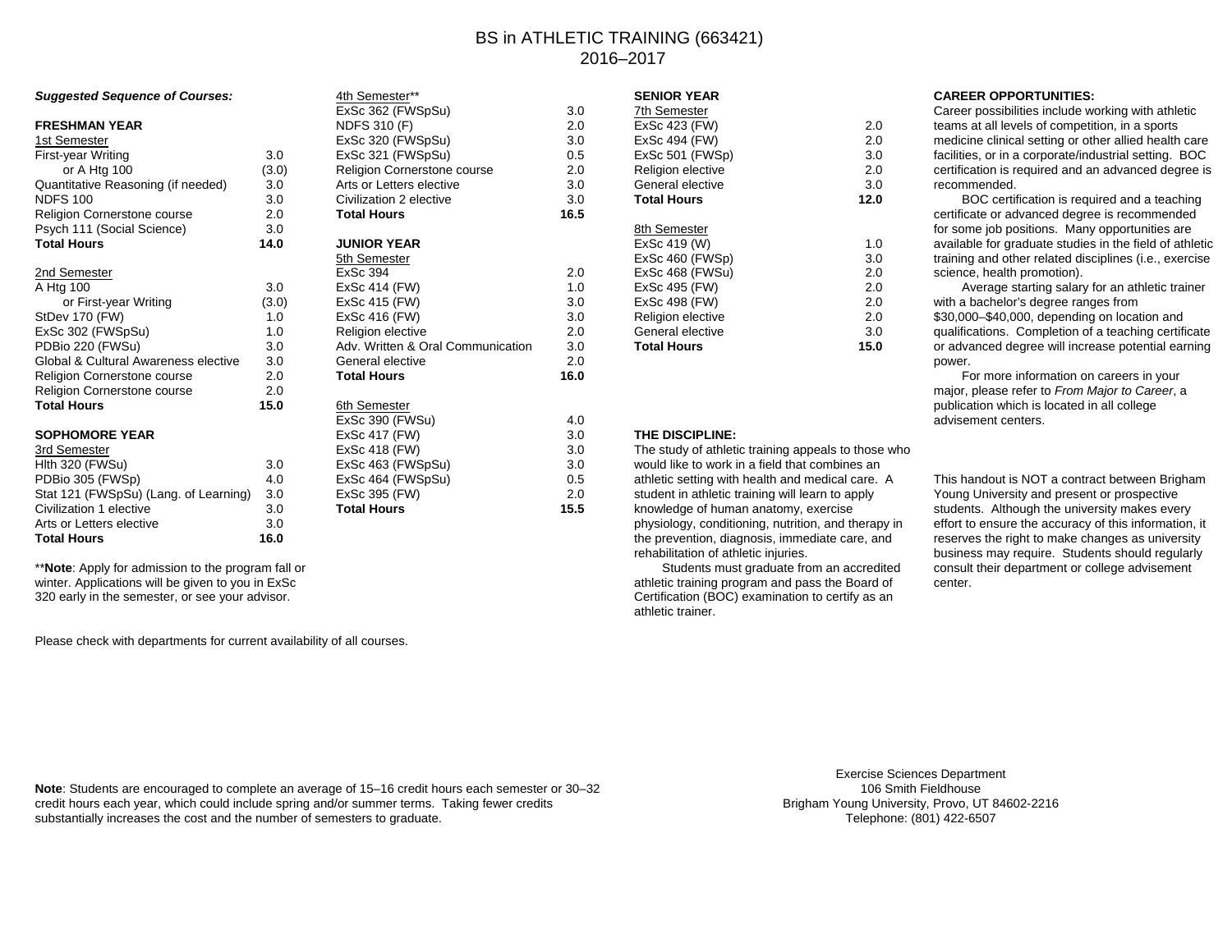# BS in ATHLETIC TRAINING (663421)
## 2016–2017

***Suggested Sequence of Courses:***

### FRESHMAN YEAR

1st Semester

| | |
|---|---|
| First-year Writing | 3.0 |
| or A Htg 100 | (3.0) |
| Quantitative Reasoning (if needed) | 3.0 |
| NDFS 100 | 3.0 |
| Religion Cornerstone course | 2.0 |
| Psych 111 (Social Science) | 3.0 |
| **Total Hours** | **14.0** |

2nd Semester

| | |
|---|---|
| A Htg 100 | 3.0 |
| or First-year Writing | (3.0) |
| StDev 170 (FW) | 1.0 |
| ExSc 302 (FWSpSu) | 1.0 |
| PDBio 220 (FWSu) | 3.0 |
| Global & Cultural Awareness elective | 3.0 |
| Religion Cornerstone course | 2.0 |
| Religion Cornerstone course | 2.0 |
| **Total Hours** | **15.0** |

### SOPHOMORE YEAR

3rd Semester

| | |
|---|---|
| Hlth 320 (FWSu) | 3.0 |
| PDBio 305 (FWSp) | 4.0 |
| Stat 121 (FWSpSu) (Lang. of Learning) | 3.0 |
| Civilization 1 elective | 3.0 |
| Arts or Letters elective | 3.0 |
| **Total Hours** | **16.0** |

4th Semester**

| | |
|---|---|
| ExSc 362 (FWSpSu) | 3.0 |
| NDFS 310 (F) | 2.0 |
| ExSc 320 (FWSpSu) | 3.0 |
| ExSc 321 (FWSpSu) | 0.5 |
| Religion Cornerstone course | 2.0 |
| Arts or Letters elective | 3.0 |
| Civilization 2 elective | 3.0 |
| **Total Hours** | **16.5** |

**Note**: Apply for admission to the program fall or winter. Applications will be given to you in ExSc 320 early in the semester, or see your advisor.

### JUNIOR YEAR

5th Semester

| | |
|---|---|
| ExSc 394 | 2.0 |
| ExSc 414 (FW) | 1.0 |
| ExSc 415 (FW) | 3.0 |
| ExSc 416 (FW) | 3.0 |
| Religion elective | 2.0 |
| Adv. Written & Oral Communication | 3.0 |
| General elective | 2.0 |
| **Total Hours** | **16.0** |

6th Semester

| | |
|---|---|
| ExSc 390 (FWSu) | 4.0 |
| ExSc 417 (FW) | 3.0 |
| ExSc 418 (FW) | 3.0 |
| ExSc 463 (FWSpSu) | 3.0 |
| ExSc 464 (FWSpSu) | 0.5 |
| ExSc 395 (FW) | 2.0 |
| **Total Hours** | **15.5** |

### SENIOR YEAR

7th Semester

| | |
|---|---|
| ExSc 423 (FW) | 2.0 |
| ExSc 494 (FW) | 2.0 |
| ExSc 501 (FWSp) | 3.0 |
| Religion elective | 2.0 |
| General elective | 3.0 |
| **Total Hours** | **12.0** |

8th Semester

| | |
|---|---|
| ExSc 419 (W) | 1.0 |
| ExSc 460 (FWSp) | 3.0 |
| ExSc 468 (FWSu) | 2.0 |
| ExSc 495 (FW) | 2.0 |
| ExSc 498 (FW) | 2.0 |
| Religion elective | 2.0 |
| General elective | 3.0 |
| **Total Hours** | **15.0** |

Please check with departments for current availability of all courses.

### THE DISCIPLINE:

The study of athletic training appeals to those who would like to work in a field that combines an athletic setting with health and medical care. A student in athletic training will learn to apply knowledge of human anatomy, exercise physiology, conditioning, nutrition, and therapy in the prevention, diagnosis, immediate care, and rehabilitation of athletic injuries.

Students must graduate from an accredited athletic training program and pass the Board of Certification (BOC) examination to certify as an athletic trainer.

### CAREER OPPORTUNITIES:

Career possibilities include working with athletic teams at all levels of competition, in a sports medicine clinical setting or other allied health care facilities, or in a corporate/industrial setting. BOC certification is required and an advanced degree is recommended.

BOC certification is required and a teaching certificate or advanced degree is recommended for some job positions. Many opportunities are available for graduate studies in the field of athletic training and other related disciplines (i.e., exercise science, health promotion).

Average starting salary for an athletic trainer with a bachelor's degree ranges from $30,000–$40,000, depending on location and qualifications. Completion of a teaching certificate or advanced degree will increase potential earning power.

For more information on careers in your major, please refer to *From Major to Career*, a publication which is located in all college advisement centers.

This handout is NOT a contract between Brigham Young University and present or prospective students. Although the university makes every effort to ensure the accuracy of this information, it reserves the right to make changes as university business may require. Students should regularly consult their department or college advisement center.

**Note**: Students are encouraged to complete an average of 15–16 credit hours each semester or 30–32 credit hours each year, which could include spring and/or summer terms. Taking fewer credits substantially increases the cost and the number of semesters to graduate.

Exercise Sciences Department
106 Smith Fieldhouse
Brigham Young University, Provo, UT 84602-2216
Telephone: (801) 422-6507